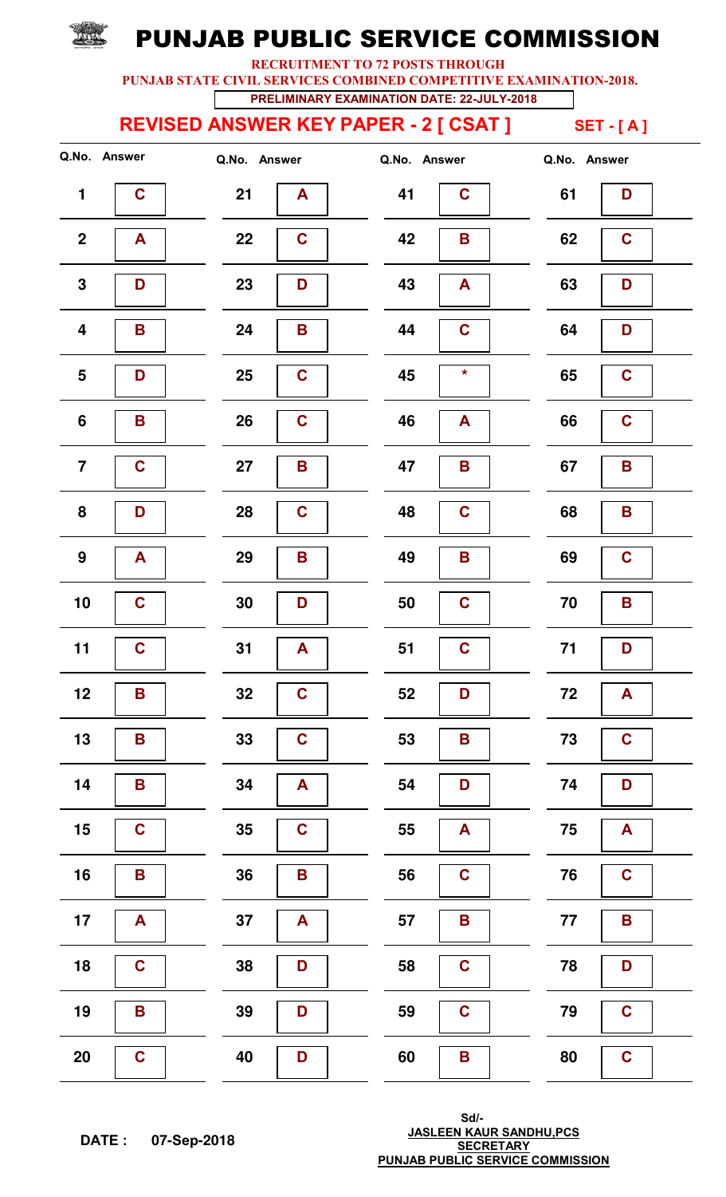# PUNJAB PUBLIC SERVICE COMMISSION

**RECRUITMENT TO 72 POSTS THROUGH**

**PUNJAB STATE CIVIL SERVICES COMBINED COMPETITIVE EXAMINATION-2018.**

**PRELIMINARY EXAMINATION DATE: 22-JULY-2018**

## REVISED ANSWER KEY PAPER - 2 [ CSAT ]

**SET - [ A ]**

| Q.No. | Answer | Q.No. | Answer | Q.No. | Answer | Q.No. | Answer |
|---|---|---|---|---|---|---|---|
| 1 | C | 21 | A | 41 | C | 61 | D |
| 2 | A | 22 | C | 42 | B | 62 | C |
| 3 | D | 23 | D | 43 | A | 63 | D |
| 4 | B | 24 | B | 44 | C | 64 | D |
| 5 | D | 25 | C | 45 | * | 65 | C |
| 6 | B | 26 | C | 46 | A | 66 | C |
| 7 | C | 27 | B | 47 | B | 67 | B |
| 8 | D | 28 | C | 48 | C | 68 | B |
| 9 | A | 29 | B | 49 | B | 69 | C |
| 10 | C | 30 | D | 50 | C | 70 | B |
| 11 | C | 31 | A | 51 | C | 71 | D |
| 12 | B | 32 | C | 52 | D | 72 | A |
| 13 | B | 33 | C | 53 | B | 73 | C |
| 14 | B | 34 | A | 54 | D | 74 | D |
| 15 | C | 35 | C | 55 | A | 75 | A |
| 16 | B | 36 | B | 56 | C | 76 | C |
| 17 | A | 37 | A | 57 | B | 77 | B |
| 18 | C | 38 | D | 58 | C | 78 | D |
| 19 | B | 39 | D | 59 | C | 79 | C |
| 20 | C | 40 | D | 60 | B | 80 | C |

**DATE : 07-Sep-2018**

Sd/-
**JASLEEN KAUR SANDHU,PCS**
**SECRETARY**
**PUNJAB PUBLIC SERVICE COMMISSION**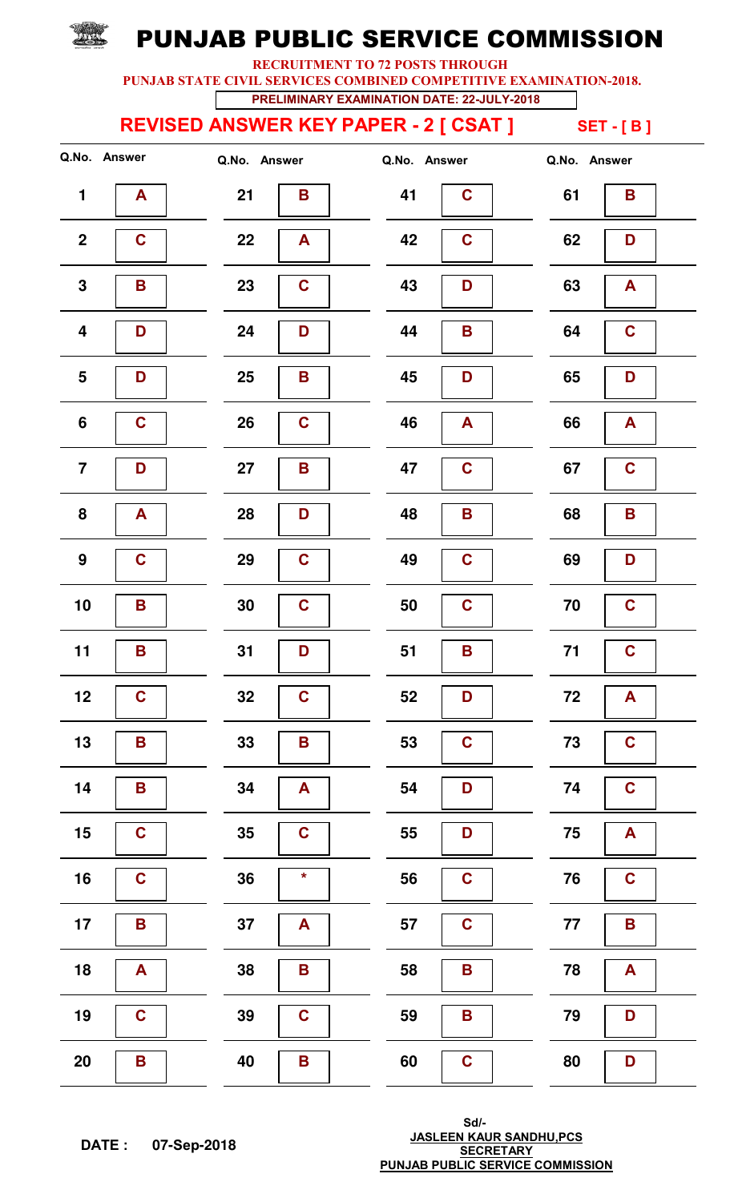# PUNJAB PUBLIC SERVICE COMMISSION

**RECRUITMENT TO 72 POSTS THROUGH**

**PUNJAB STATE CIVIL SERVICES COMBINED COMPETITIVE EXAMINATION-2018.**

**PRELIMINARY EXAMINATION DATE: 22-JULY-2018**

## REVISED ANSWER KEY PAPER - 2 [ CSAT ]  SET - [ B ]

| Q.No. | Answer | Q.No. | Answer | Q.No. | Answer | Q.No. | Answer |
|---|---|---|---|---|---|---|---|
| 1 | A | 21 | B | 41 | C | 61 | B |
| 2 | C | 22 | A | 42 | C | 62 | D |
| 3 | B | 23 | C | 43 | D | 63 | A |
| 4 | D | 24 | D | 44 | B | 64 | C |
| 5 | D | 25 | B | 45 | D | 65 | D |
| 6 | C | 26 | C | 46 | A | 66 | A |
| 7 | D | 27 | B | 47 | C | 67 | C |
| 8 | A | 28 | D | 48 | B | 68 | B |
| 9 | C | 29 | C | 49 | C | 69 | D |
| 10 | B | 30 | C | 50 | C | 70 | C |
| 11 | B | 31 | D | 51 | B | 71 | C |
| 12 | C | 32 | C | 52 | D | 72 | A |
| 13 | B | 33 | B | 53 | C | 73 | C |
| 14 | B | 34 | A | 54 | D | 74 | C |
| 15 | C | 35 | C | 55 | D | 75 | A |
| 16 | C | 36 | * | 56 | C | 76 | C |
| 17 | B | 37 | A | 57 | C | 77 | B |
| 18 | A | 38 | B | 58 | B | 78 | A |
| 19 | C | 39 | C | 59 | B | 79 | D |
| 20 | B | 40 | B | 60 | C | 80 | D |

**DATE : 07-Sep-2018**

Sd/-
**JASLEEN KAUR SANDHU,PCS**
**SECRETARY**
**PUNJAB PUBLIC SERVICE COMMISSION**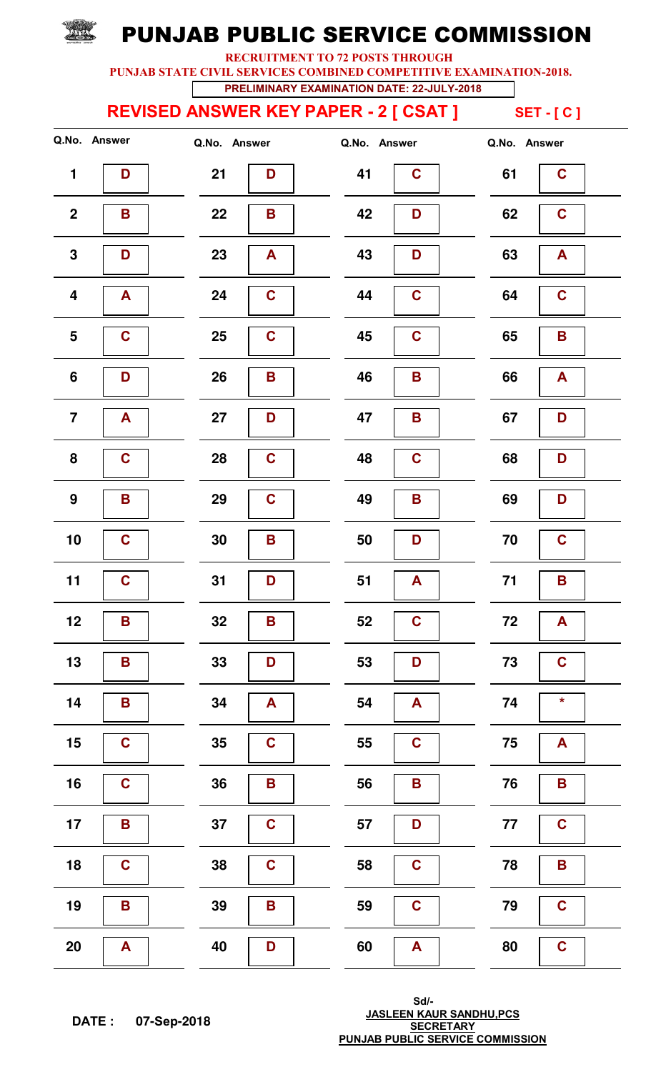# PUNJAB PUBLIC SERVICE COMMISSION

**RECRUITMENT TO 72 POSTS THROUGH**

**PUNJAB STATE CIVIL SERVICES COMBINED COMPETITIVE EXAMINATION-2018.**

**PRELIMINARY EXAMINATION DATE: 22-JULY-2018**

## REVISED ANSWER KEY PAPER - 2 [ CSAT ] SET - [ C ]

| Q.No. | Answer | Q.No. | Answer | Q.No. | Answer | Q.No. | Answer |
|---|---|---|---|---|---|---|---|
| 1 | D | 21 | D | 41 | C | 61 | C |
| 2 | B | 22 | B | 42 | D | 62 | C |
| 3 | D | 23 | A | 43 | D | 63 | A |
| 4 | A | 24 | C | 44 | C | 64 | C |
| 5 | C | 25 | C | 45 | C | 65 | B |
| 6 | D | 26 | B | 46 | B | 66 | A |
| 7 | A | 27 | D | 47 | B | 67 | D |
| 8 | C | 28 | C | 48 | C | 68 | D |
| 9 | B | 29 | C | 49 | B | 69 | D |
| 10 | C | 30 | B | 50 | D | 70 | C |
| 11 | C | 31 | D | 51 | A | 71 | B |
| 12 | B | 32 | B | 52 | C | 72 | A |
| 13 | B | 33 | D | 53 | D | 73 | C |
| 14 | B | 34 | A | 54 | A | 74 | * |
| 15 | C | 35 | C | 55 | C | 75 | A |
| 16 | C | 36 | B | 56 | B | 76 | B |
| 17 | B | 37 | C | 57 | D | 77 | C |
| 18 | C | 38 | C | 58 | C | 78 | B |
| 19 | B | 39 | B | 59 | C | 79 | C |
| 20 | A | 40 | D | 60 | A | 80 | C |

**DATE : 07-Sep-2018**

Sd/-
**JASLEEN KAUR SANDHU,PCS**
**SECRETARY**
**PUNJAB PUBLIC SERVICE COMMISSION**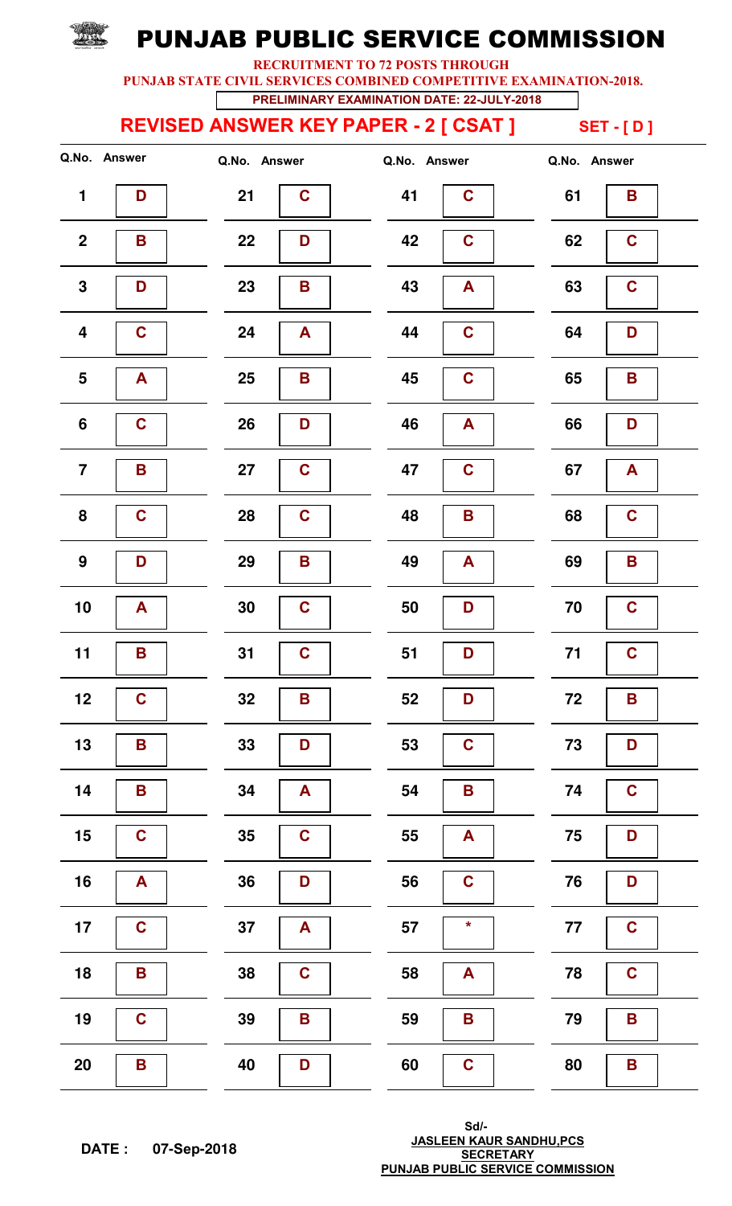# PUNJAB PUBLIC SERVICE COMMISSION

**RECRUITMENT TO 72 POSTS THROUGH**

**PUNJAB STATE CIVIL SERVICES COMBINED COMPETITIVE EXAMINATION-2018.**

**PRELIMINARY EXAMINATION DATE: 22-JULY-2018**

## REVISED ANSWER KEY PAPER - 2 [ CSAT ] SET - [ D ]

| Q.No. | Answer | Q.No. | Answer | Q.No. | Answer | Q.No. | Answer |
|---|---|---|---|---|---|---|---|
| 1 | D | 21 | C | 41 | C | 61 | B |
| 2 | B | 22 | D | 42 | C | 62 | C |
| 3 | D | 23 | B | 43 | A | 63 | C |
| 4 | C | 24 | A | 44 | C | 64 | D |
| 5 | A | 25 | B | 45 | C | 65 | B |
| 6 | C | 26 | D | 46 | A | 66 | D |
| 7 | B | 27 | C | 47 | C | 67 | A |
| 8 | C | 28 | C | 48 | B | 68 | C |
| 9 | D | 29 | B | 49 | A | 69 | B |
| 10 | A | 30 | C | 50 | D | 70 | C |
| 11 | B | 31 | C | 51 | D | 71 | C |
| 12 | C | 32 | B | 52 | D | 72 | B |
| 13 | B | 33 | D | 53 | C | 73 | D |
| 14 | B | 34 | A | 54 | B | 74 | C |
| 15 | C | 35 | C | 55 | A | 75 | D |
| 16 | A | 36 | D | 56 | C | 76 | D |
| 17 | C | 37 | A | 57 | * | 77 | C |
| 18 | B | 38 | C | 58 | A | 78 | C |
| 19 | C | 39 | B | 59 | B | 79 | B |
| 20 | B | 40 | D | 60 | C | 80 | B |

**DATE : 07-Sep-2018**

Sd/-
**JASLEEN KAUR SANDHU,PCS**
**SECRETARY**
**PUNJAB PUBLIC SERVICE COMMISSION**